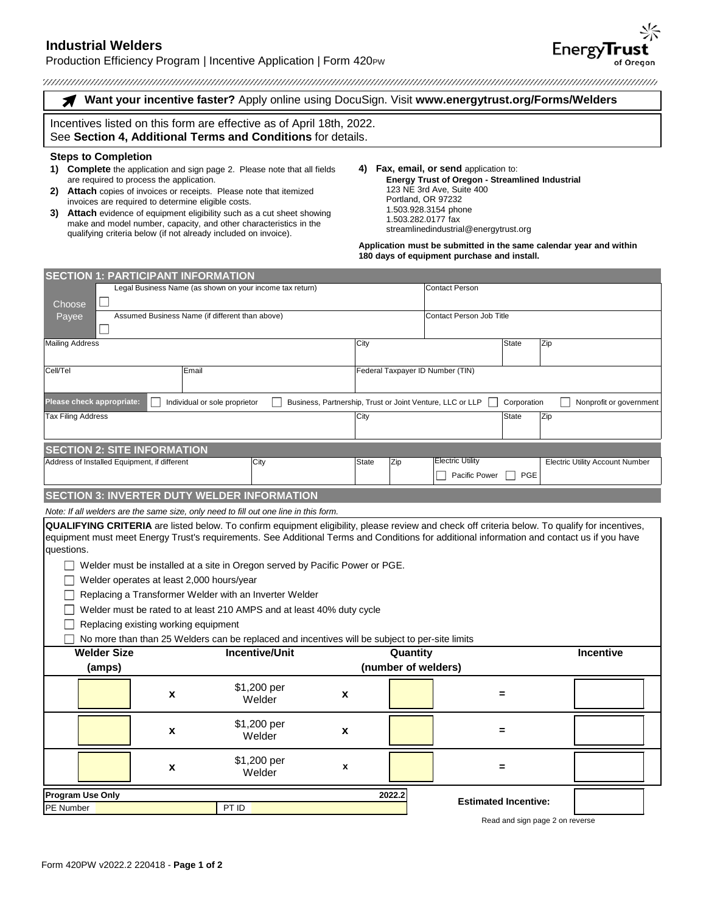# Industrial Welders

Production Efficiency Program | Incentive Application | Form 420PW

**Want your incentive faster?** Apply online using DocuSign. Visit **www.energytrust.org/Forms/Welders**

Incentives listed on this form are effective as of April 18th, 2022.
See **Section 4, Additional Terms and Conditions** for details.

### Steps to Completion

1) **Complete** the application and sign page 2. Please note that all fields are required to process the application.
2) **Attach** copies of invoices or receipts. Please note that itemized invoices are required to determine eligible costs.
3) **Attach** evidence of equipment eligibility such as a cut sheet showing make and model number, capacity, and other characteristics in the qualifying criteria below (if not already included on invoice).
4) **Fax, email, or send** application to:
   **Energy Trust of Oregon - Streamlined Industrial**
   123 NE 3rd Ave, Suite 400
   Portland, OR 97232
   1.503.928.3154 phone
   1.503.282.0177 fax
   streamlinedindustrial@energytrust.org

**Application must be submitted in the same calendar year and within 180 days of equipment purchase and install.**

## SECTION 1: PARTICIPANT INFORMATION

| Choose Payee | | | |
|---|---|---|---|
| ☐ | Legal Business Name (as shown on your income tax return) | Contact Person | |
| ☐ | Assumed Business Name (if different than above) | Contact Person Job Title | |

| Mailing Address | City | State | Zip |
|---|---|---|---|
| | | | |

| Cell/Tel | Email | Federal Taxpayer ID Number (TIN) |
|---|---|---|
| | | |

**Please check appropriate:** ☐ Individual or sole proprietor ☐ Business, Partnership, Trust or Joint Venture, LLC or LLP ☐ Corporation ☐ Nonprofit or government

| Tax Filing Address | City | State | Zip |
|---|---|---|---|
| | | | |

## SECTION 2: SITE INFORMATION

| Address of Installed Equipment, if different | City | State | Zip | Electric Utility | Electric Utility Account Number |
|---|---|---|---|---|---|
| | | | | ☐ Pacific Power ☐ PGE | |

## SECTION 3: INVERTER DUTY WELDER INFORMATION

*Note: If all welders are the same size, only need to fill out one line in this form.*

**QUALIFYING CRITERIA** are listed below. To confirm equipment eligibility, please review and check off criteria below. To qualify for incentives, equipment must meet Energy Trust's requirements. See Additional Terms and Conditions for additional information and contact us if you have questions.

- ☐ Welder must be installed at a site in Oregon served by Pacific Power or PGE.
- ☐ Welder operates at least 2,000 hours/year
- ☐ Replacing a Transformer Welder with an Inverter Welder
- ☐ Welder must be rated to at least 210 AMPS and at least 40% duty cycle
- ☐ Replacing existing working equipment
- ☐ No more than than 25 Welders can be replaced and incentives will be subject to per-site limits

| Welder Size (amps) | | Incentive/Unit | | Quantity (number of welders) | | Incentive |
|---|---|---|---|---|---|---|
| | x | $1,200 per Welder | x | | = | |
| | x | $1,200 per Welder | x | | = | |
| | x | $1,200 per Welder | x | | = | |

| Program Use Only | | 2022.2 |
|---|---|---|
| PE Number | PT ID | |

**Estimated Incentive:**

Read and sign page 2 on reverse

Form 420PW v2022.2 220418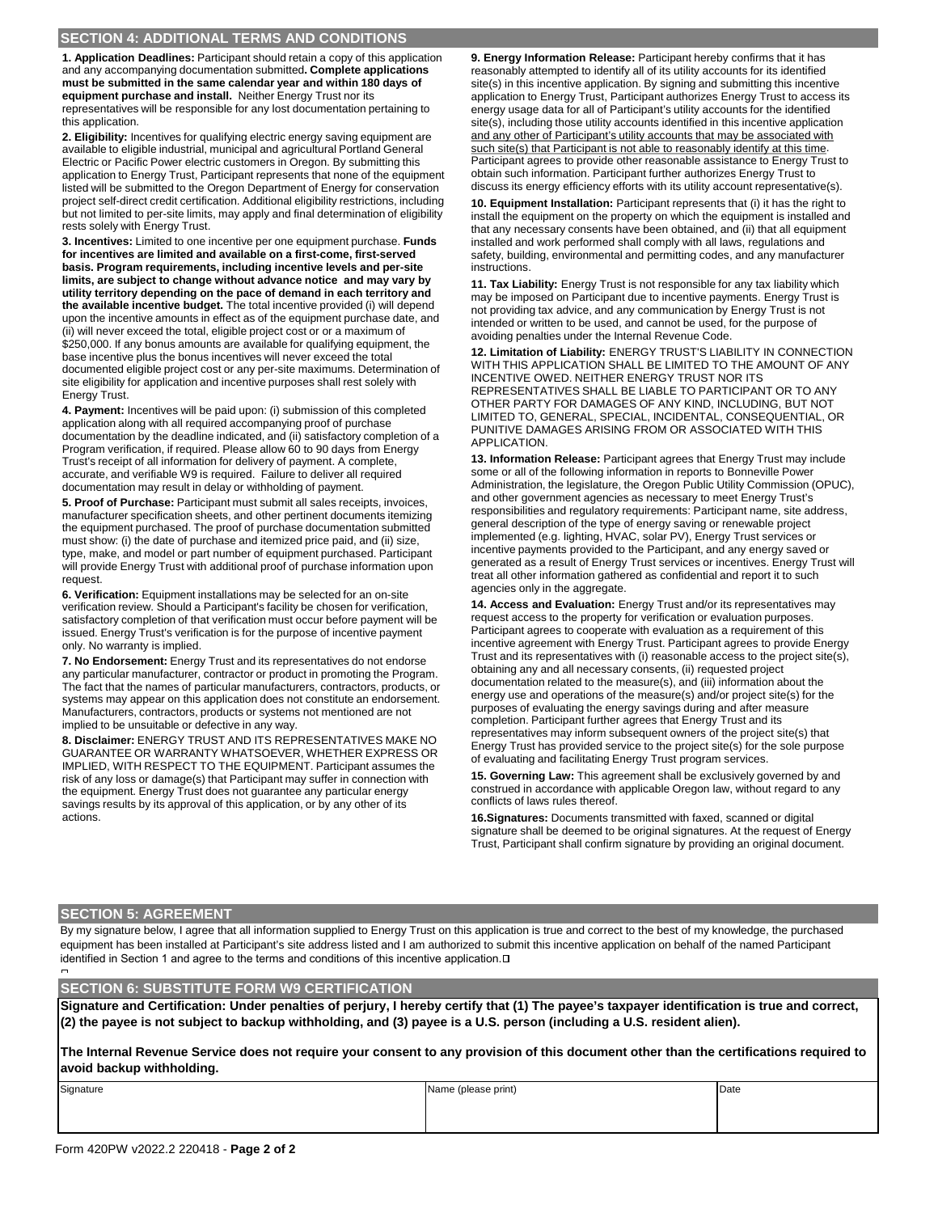## SECTION 4: ADDITIONAL TERMS AND CONDITIONS

**1. Application Deadlines:** Participant should retain a copy of this application and any accompanying documentation submitted**. Complete applications must be submitted in the same calendar year and within 180 days of equipment purchase and install.** Neither Energy Trust nor its representatives will be responsible for any lost documentation pertaining to this application.

**2. Eligibility:** Incentives for qualifying electric energy saving equipment are available to eligible industrial, municipal and agricultural Portland General Electric or Pacific Power electric customers in Oregon. By submitting this application to Energy Trust, Participant represents that none of the equipment listed will be submitted to the Oregon Department of Energy for conservation project self-direct credit certification. Additional eligibility restrictions, including but not limited to per-site limits, may apply and final determination of eligibility rests solely with Energy Trust.

**3. Incentives:** Limited to one incentive per one equipment purchase. **Funds for incentives are limited and available on a first-come, first-served basis. Program requirements, including incentive levels and per-site limits, are subject to change without advance notice and may vary by utility territory depending on the pace of demand in each territory and the available incentive budget.** The total incentive provided (i) will depend upon the incentive amounts in effect as of the equipment purchase date, and (ii) will never exceed the total, eligible project cost or or a maximum of $250,000. If any bonus amounts are available for qualifying equipment, the base incentive plus the bonus incentives will never exceed the total documented eligible project cost or any per-site maximums. Determination of site eligibility for application and incentive purposes shall rest solely with Energy Trust.

**4. Payment:** Incentives will be paid upon: (i) submission of this completed application along with all required accompanying proof of purchase documentation by the deadline indicated, and (ii) satisfactory completion of a Program verification, if required. Please allow 60 to 90 days from Energy Trust's receipt of all information for delivery of payment. A complete, accurate, and verifiable W9 is required. Failure to deliver all required documentation may result in delay or withholding of payment.

**5. Proof of Purchase:** Participant must submit all sales receipts, invoices, manufacturer specification sheets, and other pertinent documents itemizing the equipment purchased. The proof of purchase documentation submitted must show: (i) the date of purchase and itemized price paid, and (ii) size, type, make, and model or part number of equipment purchased. Participant will provide Energy Trust with additional proof of purchase information upon request.

**6. Verification:** Equipment installations may be selected for an on-site verification review. Should a Participant's facility be chosen for verification, satisfactory completion of that verification must occur before payment will be issued. Energy Trust's verification is for the purpose of incentive payment only. No warranty is implied.

**7. No Endorsement:** Energy Trust and its representatives do not endorse any particular manufacturer, contractor or product in promoting the Program. The fact that the names of particular manufacturers, contractors, products, or systems may appear on this application does not constitute an endorsement. Manufacturers, contractors, products or systems not mentioned are not implied to be unsuitable or defective in any way.

**8. Disclaimer:** ENERGY TRUST AND ITS REPRESENTATIVES MAKE NO GUARANTEE OR WARRANTY WHATSOEVER, WHETHER EXPRESS OR IMPLIED, WITH RESPECT TO THE EQUIPMENT. Participant assumes the risk of any loss or damage(s) that Participant may suffer in connection with the equipment. Energy Trust does not guarantee any particular energy savings results by its approval of this application, or by any other of its actions.

**9. Energy Information Release:** Participant hereby confirms that it has reasonably attempted to identify all of its utility accounts for its identified site(s) in this incentive application. By signing and submitting this incentive application to Energy Trust, Participant authorizes Energy Trust to access its energy usage data for all of Participant's utility accounts for the identified site(s), including those utility accounts identified in this incentive application and any other of Participant's utility accounts that may be associated with such site(s) that Participant is not able to reasonably identify at this time. Participant agrees to provide other reasonable assistance to Energy Trust to obtain such information. Participant further authorizes Energy Trust to discuss its energy efficiency efforts with its utility account representative(s).

**10. Equipment Installation:** Participant represents that (i) it has the right to install the equipment on the property on which the equipment is installed and that any necessary consents have been obtained, and (ii) that all equipment installed and work performed shall comply with all laws, regulations and safety, building, environmental and permitting codes, and any manufacturer instructions.

**11. Tax Liability:** Energy Trust is not responsible for any tax liability which may be imposed on Participant due to incentive payments. Energy Trust is not providing tax advice, and any communication by Energy Trust is not intended or written to be used, and cannot be used, for the purpose of avoiding penalties under the Internal Revenue Code.

**12. Limitation of Liability:** ENERGY TRUST'S LIABILITY IN CONNECTION WITH THIS APPLICATION SHALL BE LIMITED TO THE AMOUNT OF ANY INCENTIVE OWED. NEITHER ENERGY TRUST NOR ITS REPRESENTATIVES SHALL BE LIABLE TO PARTICIPANT OR TO ANY OTHER PARTY FOR DAMAGES OF ANY KIND, INCLUDING, BUT NOT LIMITED TO, GENERAL, SPECIAL, INCIDENTAL, CONSEQUENTIAL, OR PUNITIVE DAMAGES ARISING FROM OR ASSOCIATED WITH THIS APPLICATION.

**13. Information Release:** Participant agrees that Energy Trust may include some or all of the following information in reports to Bonneville Power Administration, the legislature, the Oregon Public Utility Commission (OPUC), and other government agencies as necessary to meet Energy Trust's responsibilities and regulatory requirements: Participant name, site address, general description of the type of energy saving or renewable project implemented (e.g. lighting, HVAC, solar PV), Energy Trust services or incentive payments provided to the Participant, and any energy saved or generated as a result of Energy Trust services or incentives. Energy Trust will treat all other information gathered as confidential and report it to such agencies only in the aggregate.

**14. Access and Evaluation:** Energy Trust and/or its representatives may request access to the property for verification or evaluation purposes. Participant agrees to cooperate with evaluation as a requirement of this incentive agreement with Energy Trust. Participant agrees to provide Energy Trust and its representatives with (i) reasonable access to the project site(s), obtaining any and all necessary consents, (ii) requested project documentation related to the measure(s), and (iii) information about the energy use and operations of the measure(s) and/or project site(s) for the purposes of evaluating the energy savings during and after measure completion. Participant further agrees that Energy Trust and its representatives may inform subsequent owners of the project site(s) that Energy Trust has provided service to the project site(s) for the sole purpose of evaluating and facilitating Energy Trust program services.

**15. Governing Law:** This agreement shall be exclusively governed by and construed in accordance with applicable Oregon law, without regard to any conflicts of laws rules thereof.

**16.Signatures:** Documents transmitted with faxed, scanned or digital signature shall be deemed to be original signatures. At the request of Energy Trust, Participant shall confirm signature by providing an original document.

## SECTION 5: AGREEMENT

By my signature below, I agree that all information supplied to Energy Trust on this application is true and correct to the best of my knowledge, the purchased equipment has been installed at Participant's site address listed and I am authorized to submit this incentive application on behalf of the named Participant identified in Section 1 and agree to the terms and conditions of this incentive application.

## SECTION 6: SUBSTITUTE FORM W9 CERTIFICATION

**Signature and Certification: Under penalties of perjury, I hereby certify that (1) The payee's taxpayer identification is true and correct, (2) the payee is not subject to backup withholding, and (3) payee is a U.S. person (including a U.S. resident alien).**

**The Internal Revenue Service does not require your consent to any provision of this document other than the certifications required to avoid backup withholding.**

| Signature | Name (please print) | Date |
|---|---|---|
| | | |

Form 420PW v2022.2 220418